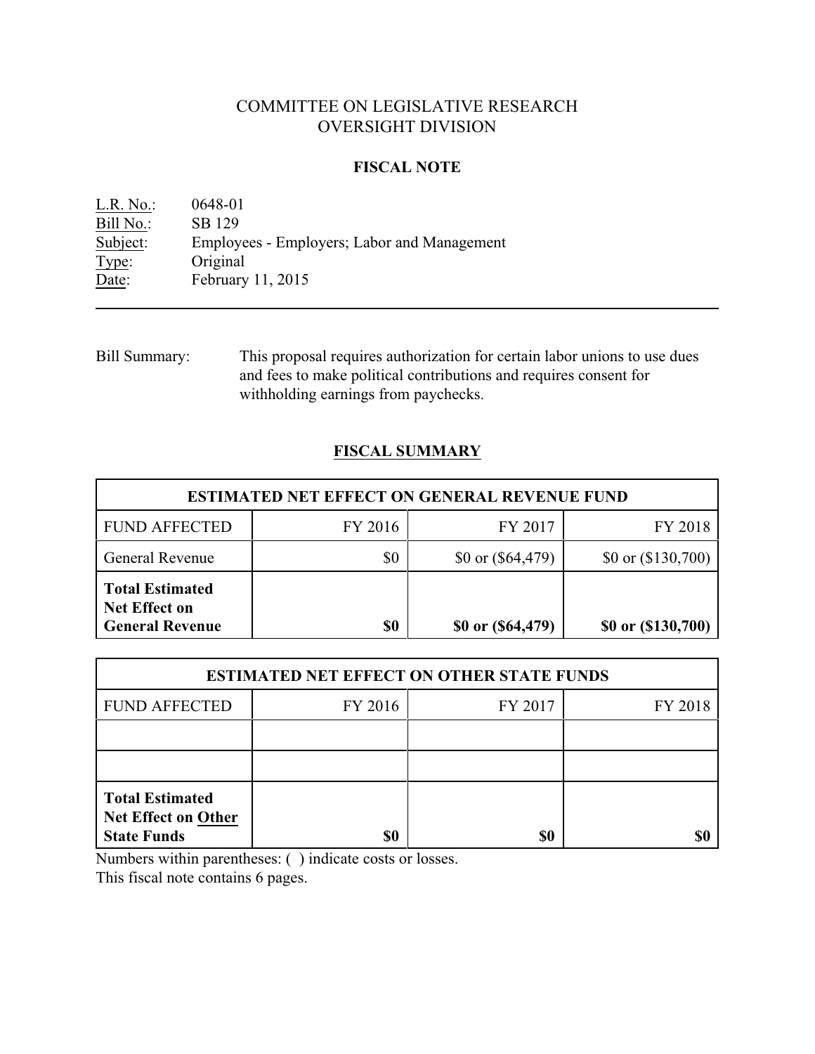# COMMITTEE ON LEGISLATIVE RESEARCH
# OVERSIGHT DIVISION

## FISCAL NOTE

L.R. No.: 0648-01
Bill No.: SB 129
Subject: Employees - Employers; Labor and Management
Type: Original
Date: February 11, 2015

---

Bill Summary: This proposal requires authorization for certain labor unions to use dues and fees to make political contributions and requires consent for withholding earnings from paychecks.

## FISCAL SUMMARY

| ESTIMATED NET EFFECT ON GENERAL REVENUE FUND | | | |
|---|---|---|---|
| FUND AFFECTED | FY 2016 | FY 2017 | FY 2018 |
| General Revenue | $0 | $0 or ($64,479) | $0 or ($130,700) |
| **Total Estimated Net Effect on General Revenue** | **$0** | **$0 or ($64,479)** | **$0 or ($130,700)** |

| ESTIMATED NET EFFECT ON OTHER STATE FUNDS | | | |
|---|---|---|---|
| FUND AFFECTED | FY 2016 | FY 2017 | FY 2018 |
| | | | |
| | | | |
| **Total Estimated Net Effect on Other State Funds** | **$0** | **$0** | **$0** |

Numbers within parentheses: ( ) indicate costs or losses.
This fiscal note contains 6 pages.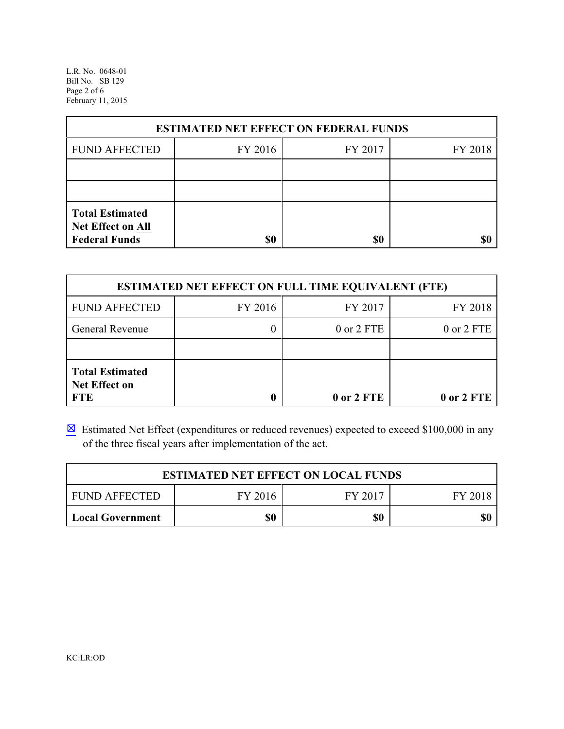| ESTIMATED NET EFFECT ON FEDERAL FUNDS | | | |
|---|---|---|---|
| FUND AFFECTED | FY 2016 | FY 2017 | FY 2018 |
| | | | |
| | | | |
| **Total Estimated Net Effect on All Federal Funds** | **$0** | **$0** | **$0** |

| ESTIMATED NET EFFECT ON FULL TIME EQUIVALENT (FTE) | | | |
|---|---|---|---|
| FUND AFFECTED | FY 2016 | FY 2017 | FY 2018 |
| General Revenue | 0 | 0 or 2 FTE | 0 or 2 FTE |
| | | | |
| **Total Estimated Net Effect on FTE** | **0** | **0 or 2 FTE** | **0 or 2 FTE** |

☒ Estimated Net Effect (expenditures or reduced revenues) expected to exceed $100,000 in any of the three fiscal years after implementation of the act.

| ESTIMATED NET EFFECT ON LOCAL FUNDS | | | |
|---|---|---|---|
| FUND AFFECTED | FY 2016 | FY 2017 | FY 2018 |
| **Local Government** | **$0** | **$0** | **$0** |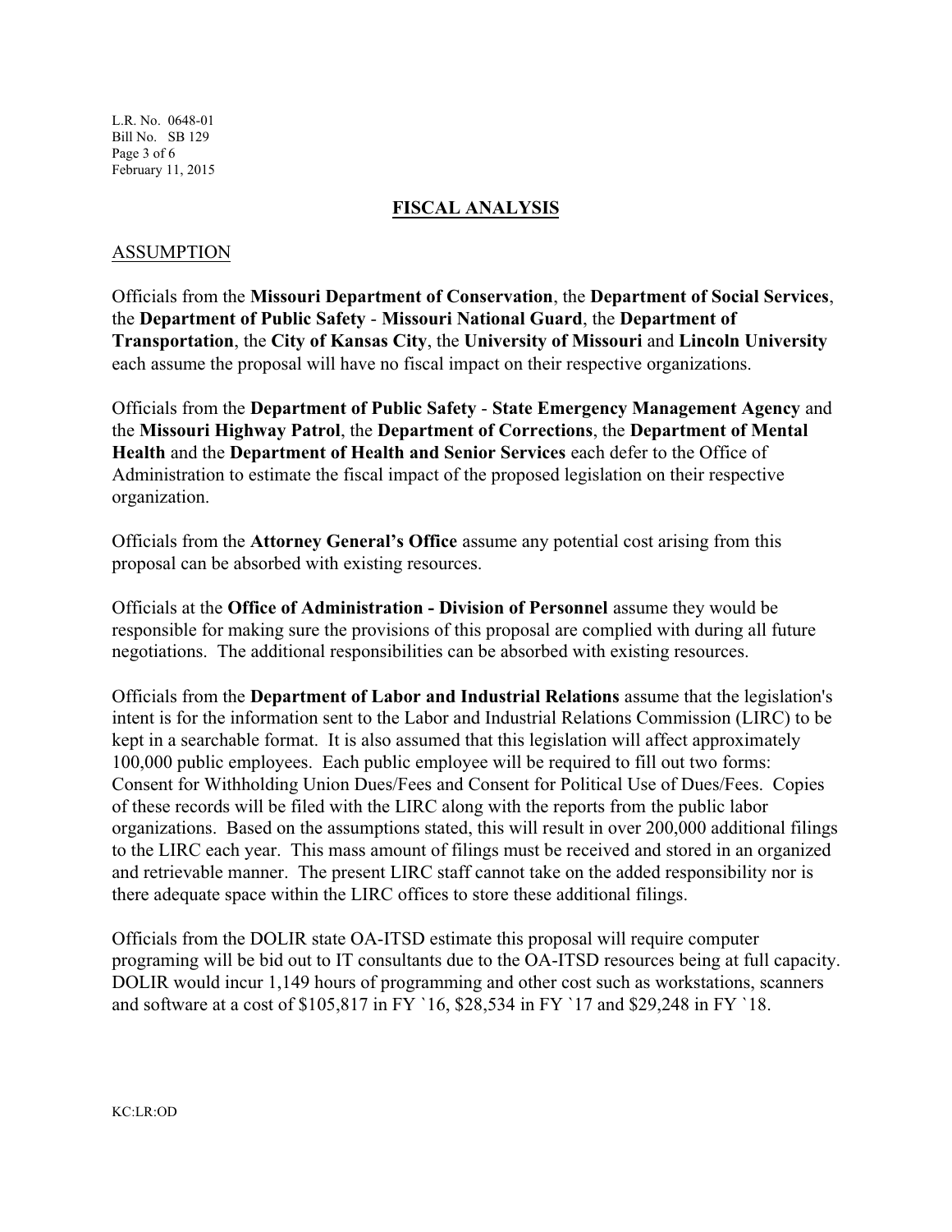## FISCAL ANALYSIS

### ASSUMPTION

Officials from the **Missouri Department of Conservation**, the **Department of Social Services**, the **Department of Public Safety** - **Missouri National Guard**, the **Department of Transportation**, the **City of Kansas City**, the **University of Missouri** and **Lincoln University** each assume the proposal will have no fiscal impact on their respective organizations.

Officials from the **Department of Public Safety** - **State Emergency Management Agency** and the **Missouri Highway Patrol**, the **Department of Corrections**, the **Department of Mental Health** and the **Department of Health and Senior Services** each defer to the Office of Administration to estimate the fiscal impact of the proposed legislation on their respective organization.

Officials from the **Attorney General's Office** assume any potential cost arising from this proposal can be absorbed with existing resources.

Officials at the **Office of Administration - Division of Personnel** assume they would be responsible for making sure the provisions of this proposal are complied with during all future negotiations. The additional responsibilities can be absorbed with existing resources.

Officials from the **Department of Labor and Industrial Relations** assume that the legislation's intent is for the information sent to the Labor and Industrial Relations Commission (LIRC) to be kept in a searchable format. It is also assumed that this legislation will affect approximately 100,000 public employees. Each public employee will be required to fill out two forms: Consent for Withholding Union Dues/Fees and Consent for Political Use of Dues/Fees. Copies of these records will be filed with the LIRC along with the reports from the public labor organizations. Based on the assumptions stated, this will result in over 200,000 additional filings to the LIRC each year. This mass amount of filings must be received and stored in an organized and retrievable manner. The present LIRC staff cannot take on the added responsibility nor is there adequate space within the LIRC offices to store these additional filings.

Officials from the DOLIR state OA-ITSD estimate this proposal will require computer programing will be bid out to IT consultants due to the OA-ITSD resources being at full capacity. DOLIR would incur 1,149 hours of programming and other cost such as workstations, scanners and software at a cost of $105,817 in FY `16, $28,534 in FY `17 and $29,248 in FY `18.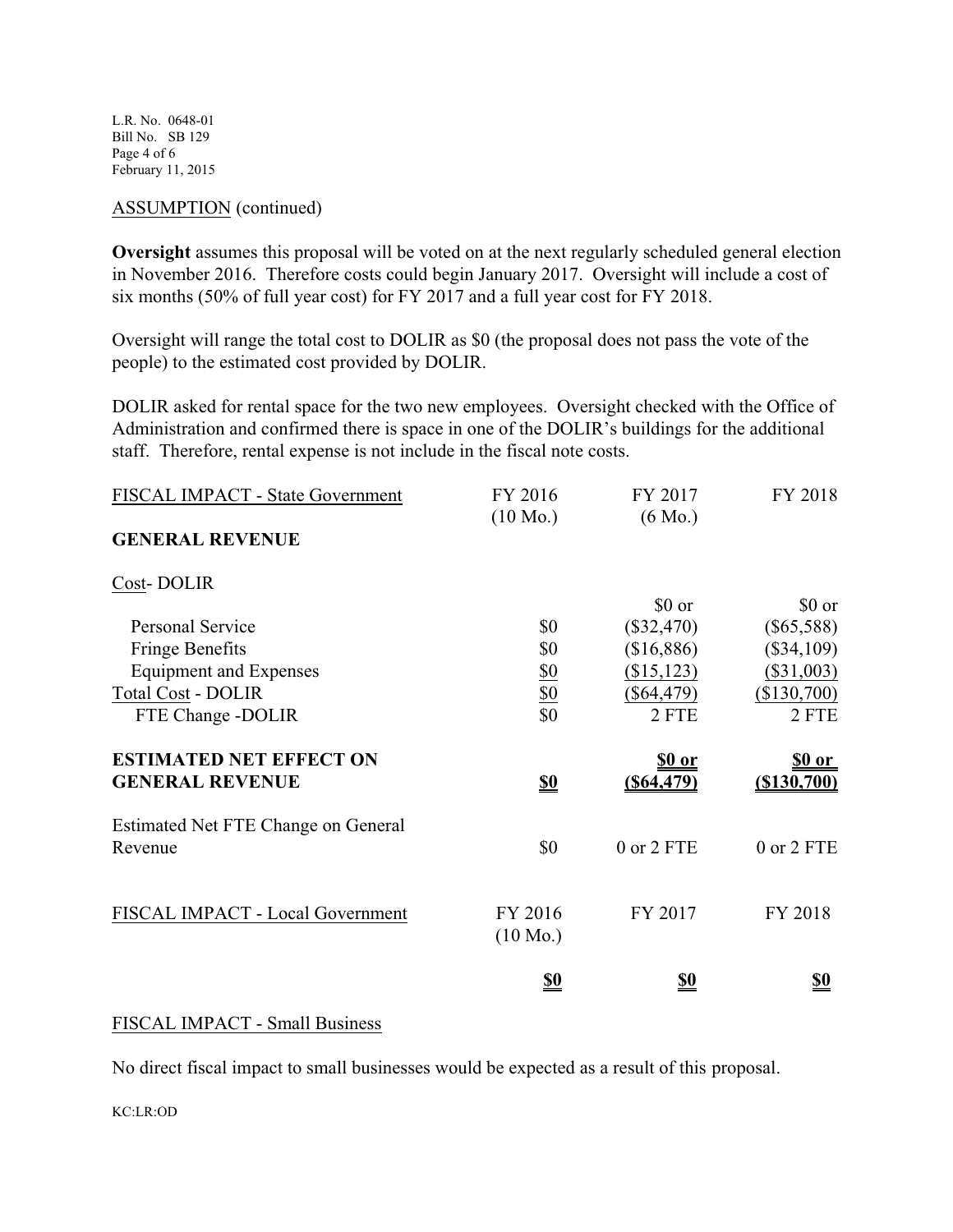ASSUMPTION (continued)

**Oversight** assumes this proposal will be voted on at the next regularly scheduled general election in November 2016. Therefore costs could begin January 2017. Oversight will include a cost of six months (50% of full year cost) for FY 2017 and a full year cost for FY 2018.

Oversight will range the total cost to DOLIR as $0 (the proposal does not pass the vote of the people) to the estimated cost provided by DOLIR.

DOLIR asked for rental space for the two new employees. Oversight checked with the Office of Administration and confirmed there is space in one of the DOLIR's buildings for the additional staff. Therefore, rental expense is not include in the fiscal note costs.

| FISCAL IMPACT - State Government | FY 2016 (10 Mo.) | FY 2017 (6 Mo.) | FY 2018 |
|---|---|---|---|
| **GENERAL REVENUE** | | | |
| Cost- DOLIR | | $0 or | $0 or |
| Personal Service | $0 | ($32,470) | ($65,588) |
| Fringe Benefits | $0 | ($16,886) | ($34,109) |
| Equipment and Expenses | $0 | ($15,123) | ($31,003) |
| Total Cost - DOLIR | $0 | ($64,479) | ($130,700) |
| FTE Change -DOLIR | $0 | 2 FTE | 2 FTE |
| **ESTIMATED NET EFFECT ON GENERAL REVENUE** | **$0** | **$0 or ($64,479)** | **$0 or ($130,700)** |
| Estimated Net FTE Change on General Revenue | $0 | 0 or 2 FTE | 0 or 2 FTE |

| FISCAL IMPACT - Local Government | FY 2016 (10 Mo.) | FY 2017 | FY 2018 |
|---|---|---|---|
| | **$0** | **$0** | **$0** |

FISCAL IMPACT - Small Business

No direct fiscal impact to small businesses would be expected as a result of this proposal.

KC:LR:OD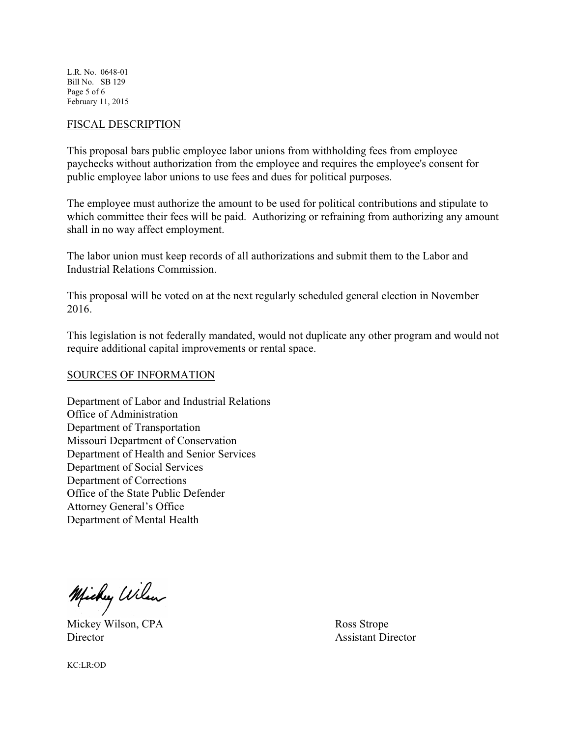## FISCAL DESCRIPTION

This proposal bars public employee labor unions from withholding fees from employee paychecks without authorization from the employee and requires the employee's consent for public employee labor unions to use fees and dues for political purposes.

The employee must authorize the amount to be used for political contributions and stipulate to which committee their fees will be paid. Authorizing or refraining from authorizing any amount shall in no way affect employment.

The labor union must keep records of all authorizations and submit them to the Labor and Industrial Relations Commission.

This proposal will be voted on at the next regularly scheduled general election in November 2016.

This legislation is not federally mandated, would not duplicate any other program and would not require additional capital improvements or rental space.

## SOURCES OF INFORMATION

Department of Labor and Industrial Relations
Office of Administration
Department of Transportation
Missouri Department of Conservation
Department of Health and Senior Services
Department of Social Services
Department of Corrections
Office of the State Public Defender
Attorney General's Office
Department of Mental Health

Mickey Wilson, CPA
Director

Ross Strope
Assistant Director

KC:LR:OD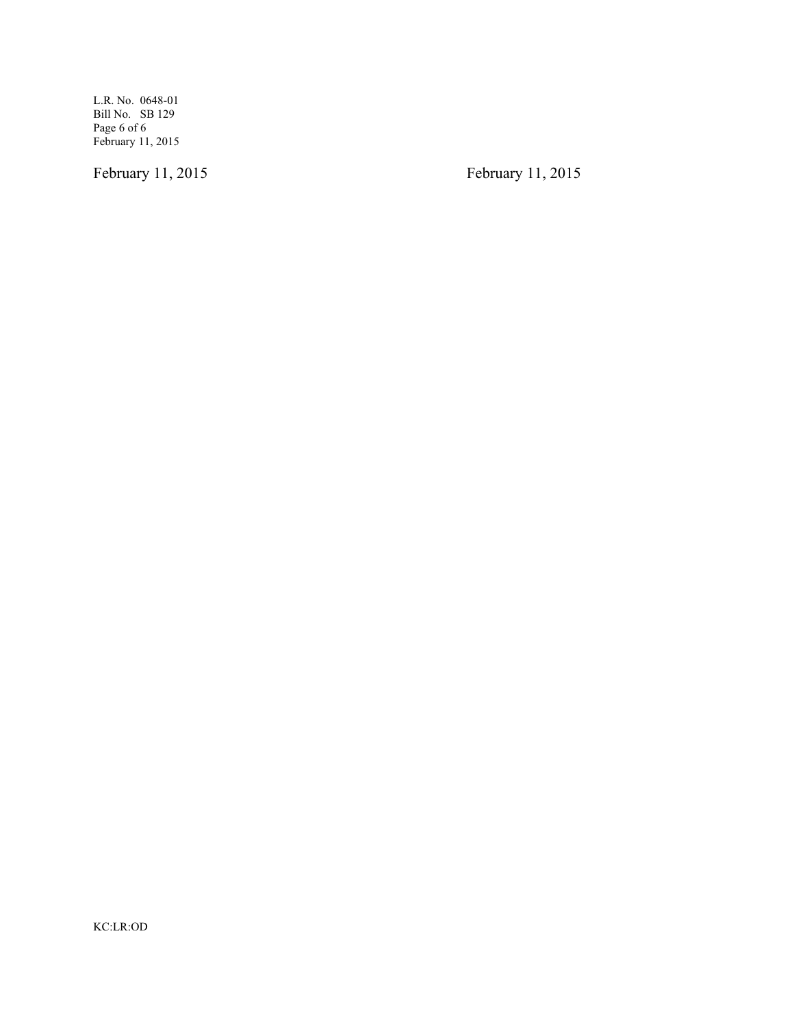February 11, 2015 February 11, 2015

KC:LR:OD